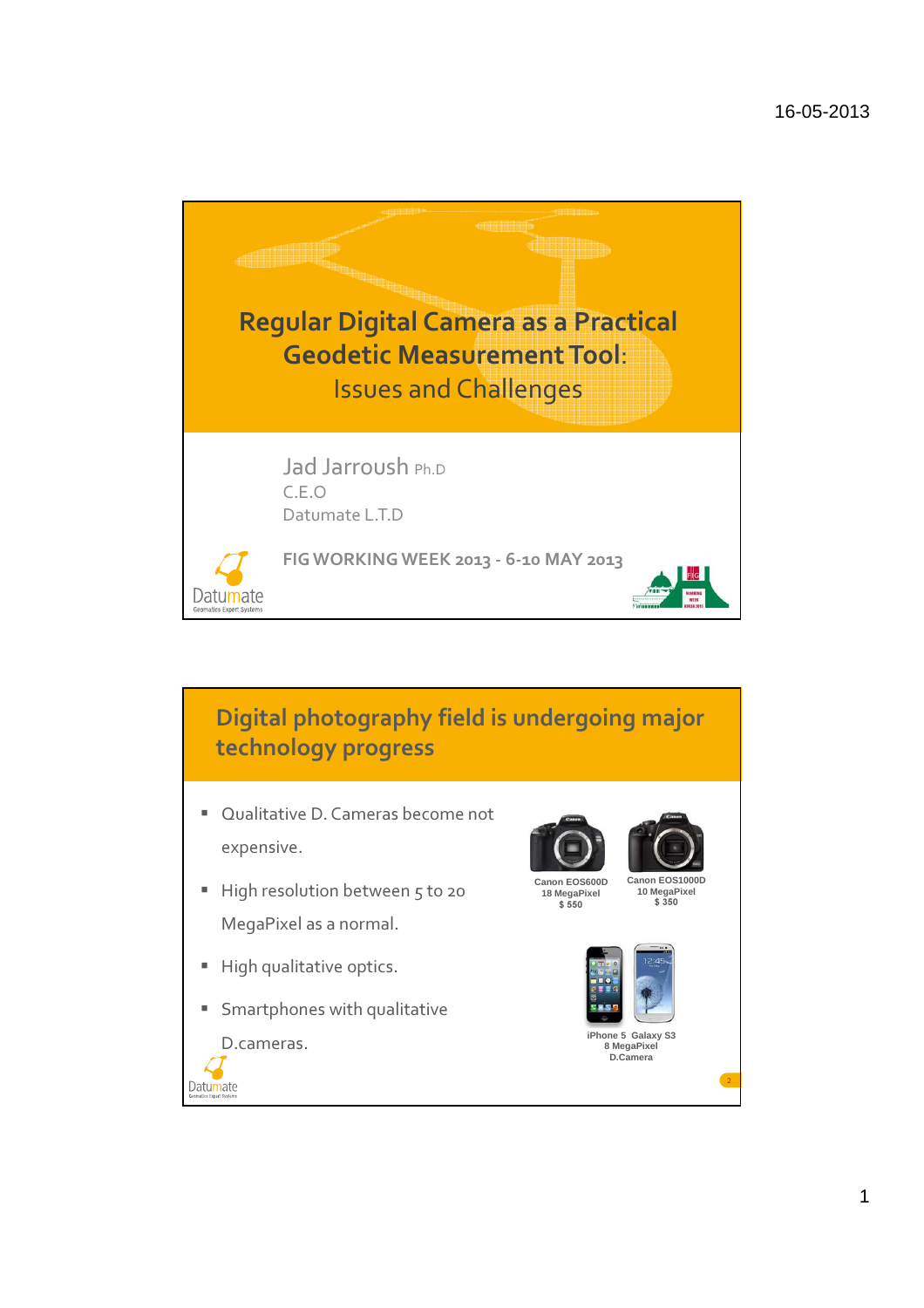# Regular Digital Camera as a Practical Geodetic Measurement Tool: Issues and Challenges

Jad Jarroush Ph.D
C.E.O
Datumate L.T.D

FIG WORKING WEEK 2013 - 6-10 MAY 2013

Datumate
Geomatics Expert Systems

## Digital photography field is undergoing major technology progress

- Qualitative D. Cameras become not expensive.
- High resolution between 5 to 20 MegaPixel as a normal.
- High qualitative optics.
- Smartphones with qualitative D.cameras.

Canon EOS600D
18 MegaPixel
$ 550

Canon EOS1000D
10 MegaPixel
$ 350

iPhone 5 Galaxy S3
8 MegaPixel
D.Camera

Datumate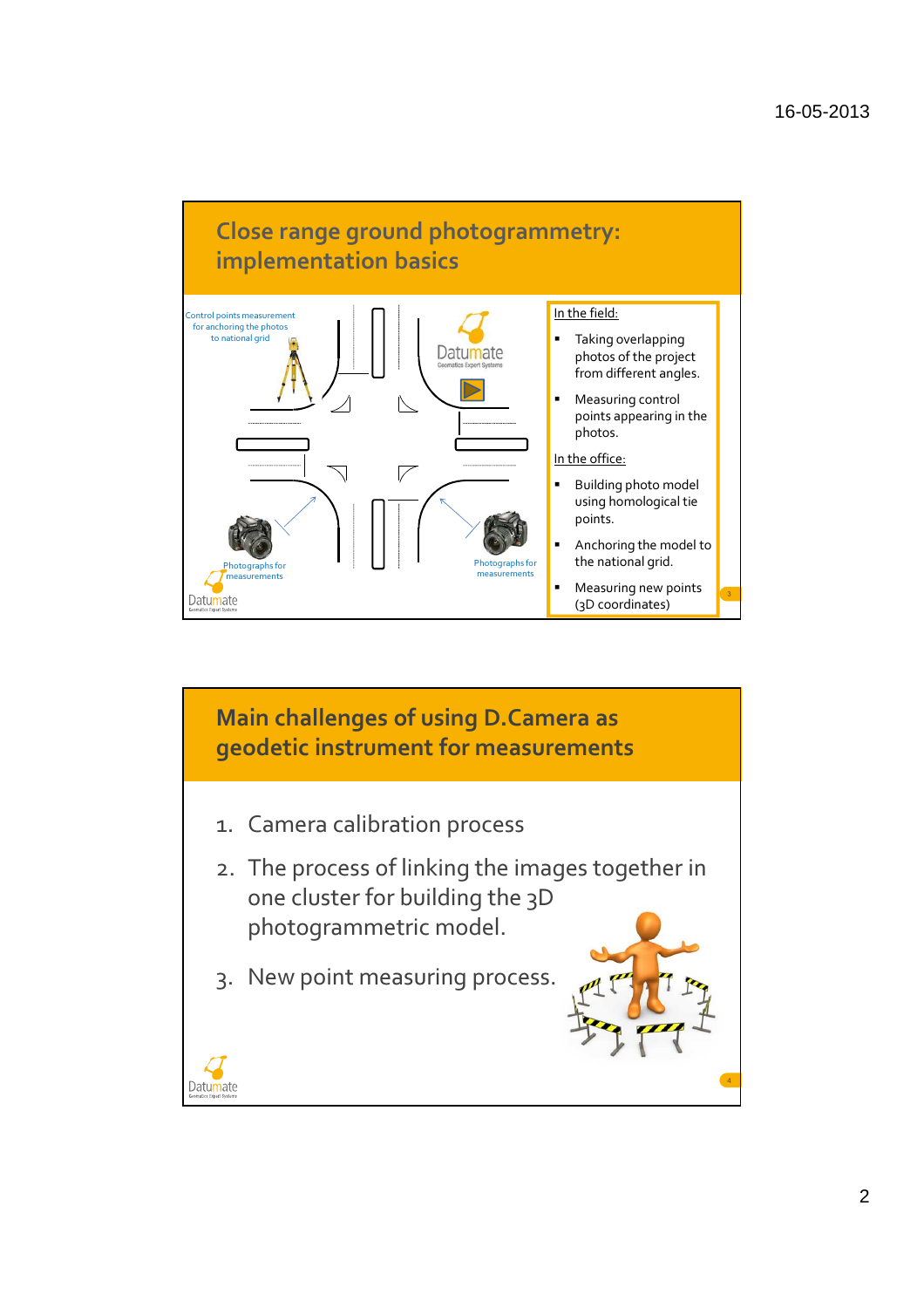## Close range ground photogrammetry: implementation basics

Control points measurement for anchoring the photos to national grid

Photographs for measurements

Photographs for measurements

In the field:

- Taking overlapping photos of the project from different angles.
- Measuring control points appearing in the photos.

In the office:

- Building photo model using homological tie points.
- Anchoring the model to the national grid.
- Measuring new points (3D coordinates)

## Main challenges of using D.Camera as geodetic instrument for measurements

1. Camera calibration process
2. The process of linking the images together in one cluster for building the 3D photogrammetric model.
3. New point measuring process.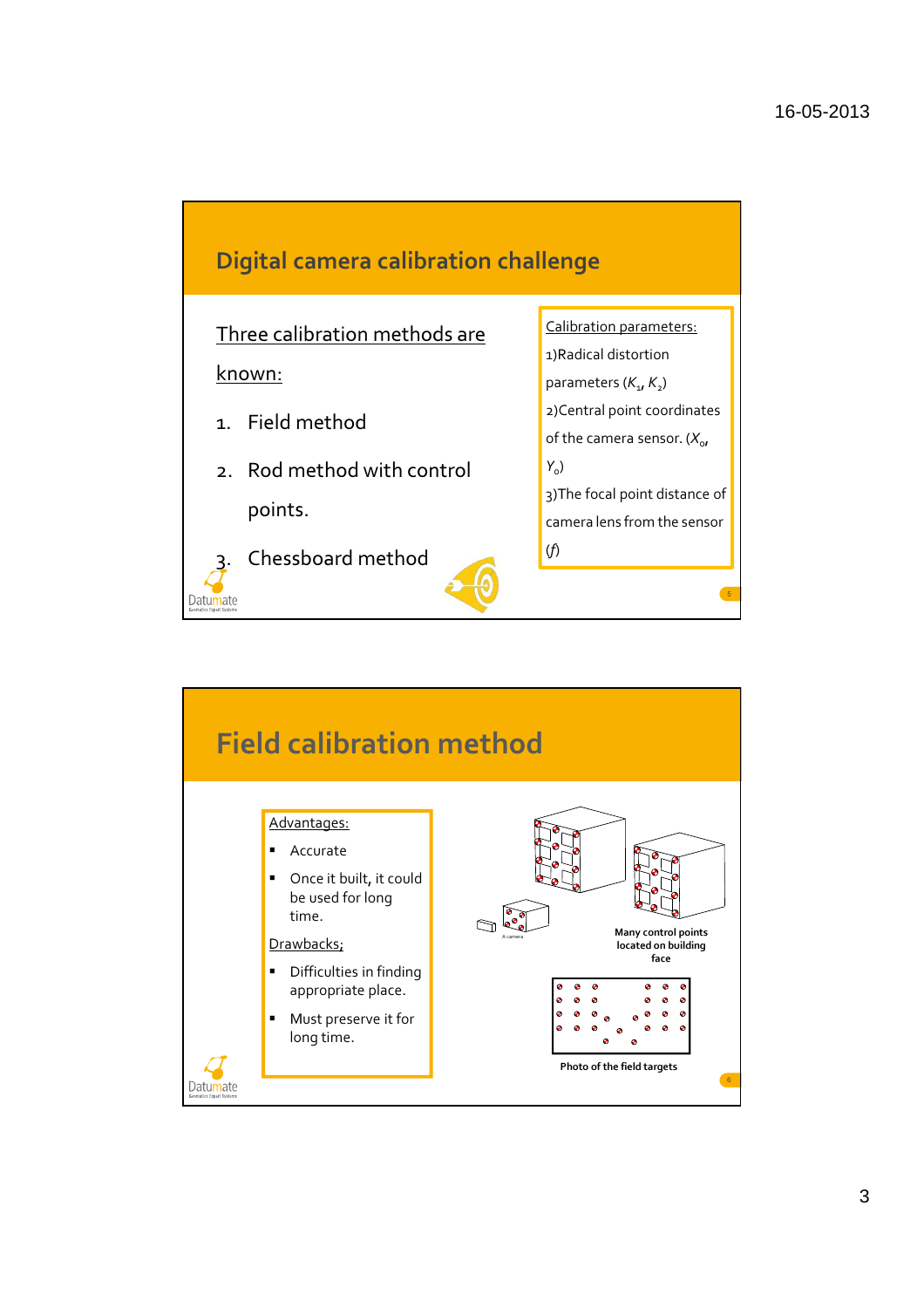## Digital camera calibration challenge

Three calibration methods are known:

1. Field method
2. Rod method with control points.
3. Chessboard method

Calibration parameters:

1) Radical distortion parameters ($K_1$, $K_2$)

2) Central point coordinates of the camera sensor. ($X_o$, $Y_o$)

3) The focal point distance of camera lens from the sensor ($f$)

## Field calibration method

Advantages:

- Accurate
- Once it built, it could be used for long time.

Drawbacks;

- Difficulties in finding appropriate place.
- Must preserve it for long time.

A camera

Many control points located on building face

Photo of the field targets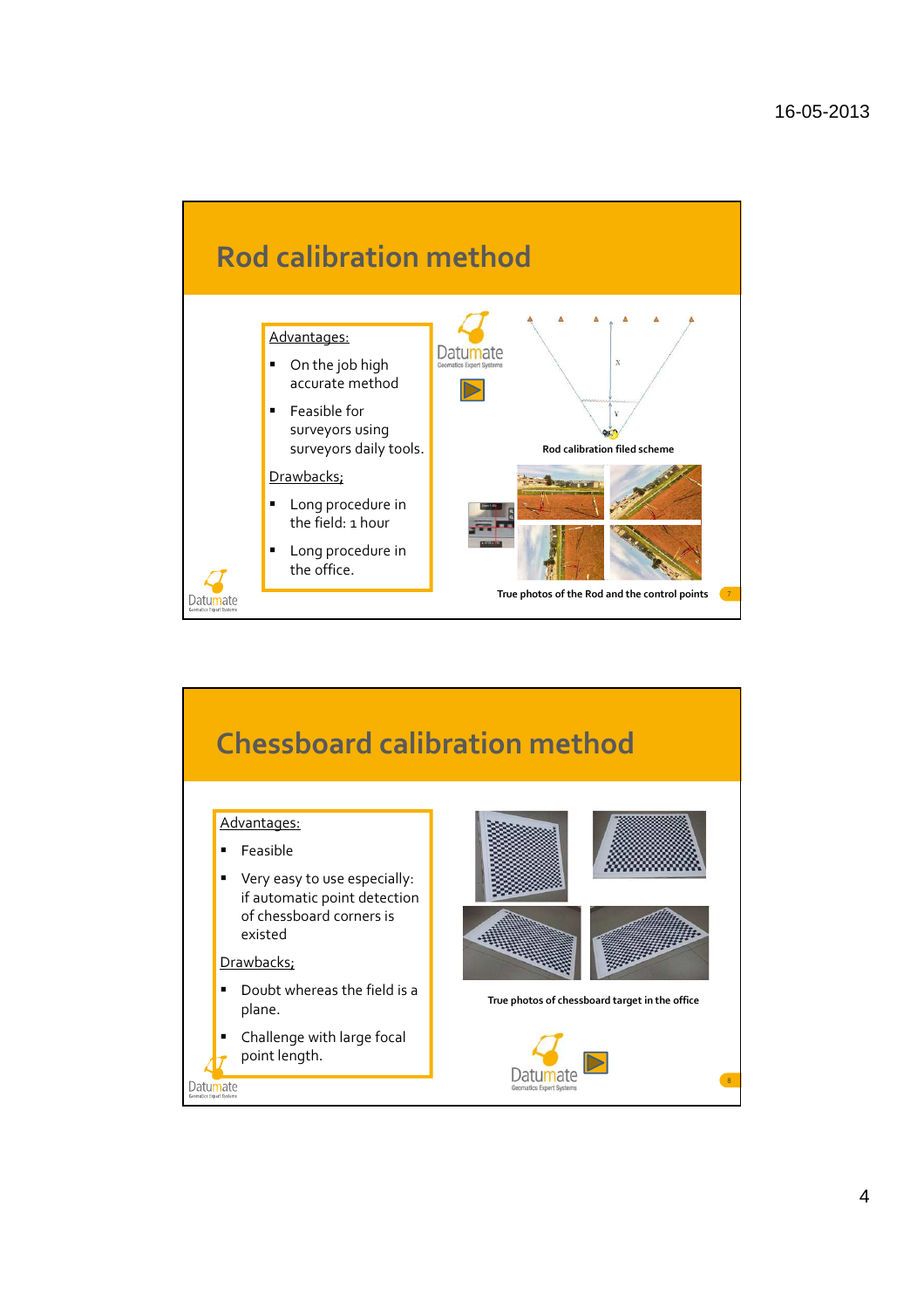# Rod calibration method

Advantages:

- On the job high accurate method
- Feasible for surveyors using surveyors daily tools.

Drawbacks;

- Long procedure in the field: 1 hour
- Long procedure in the office.

Rod calibration filed scheme

True photos of the Rod and the control points

# Chessboard calibration method

Advantages:

- Feasible
- Very easy to use especially: if automatic point detection of chessboard corners is existed

Drawbacks;

- Doubt whereas the field is a plane.
- Challenge with large focal point length.

True photos of chessboard target in the office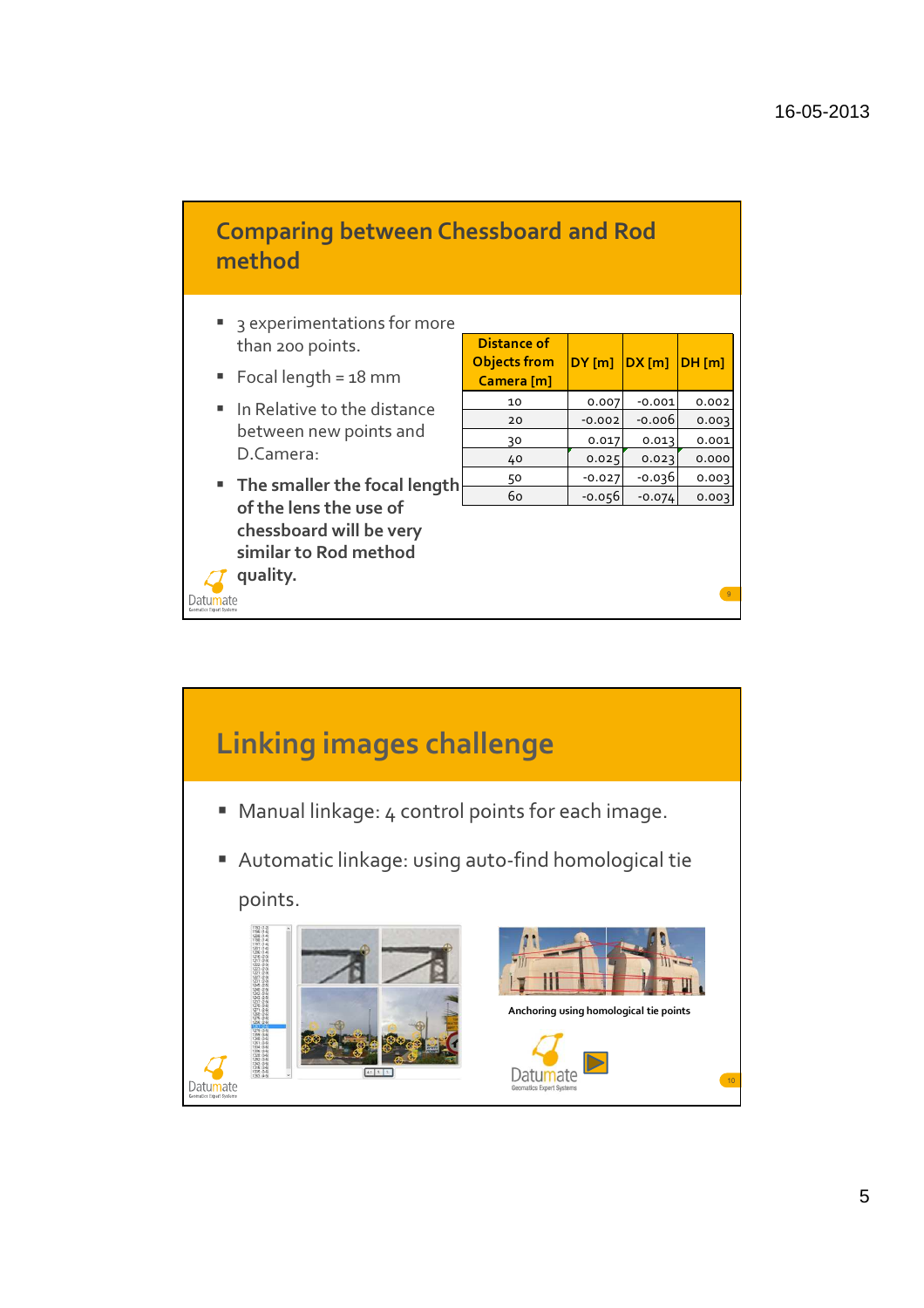## Comparing between Chessboard and Rod method

- 3 experimentations for more than 200 points.
- Focal length = 18 mm
- In Relative to the distance between new points and D.Camera:
- **The smaller the focal length of the lens the use of chessboard will be very similar to Rod method quality.**

| Distance of Objects from Camera [m] | DY [m] | DX [m] | DH [m] |
|---|---|---|---|
| 10 | 0.007 | -0.001 | 0.002 |
| 20 | -0.002 | -0.006 | 0.003 |
| 30 | 0.017 | 0.013 | 0.001 |
| 40 | 0.025 | 0.023 | 0.000 |
| 50 | -0.027 | -0.036 | 0.003 |
| 60 | -0.056 | -0.074 | 0.003 |

## Linking images challenge

- Manual linkage: 4 control points for each image.
- Automatic linkage: using auto-find homological tie points.

Anchoring using homological tie points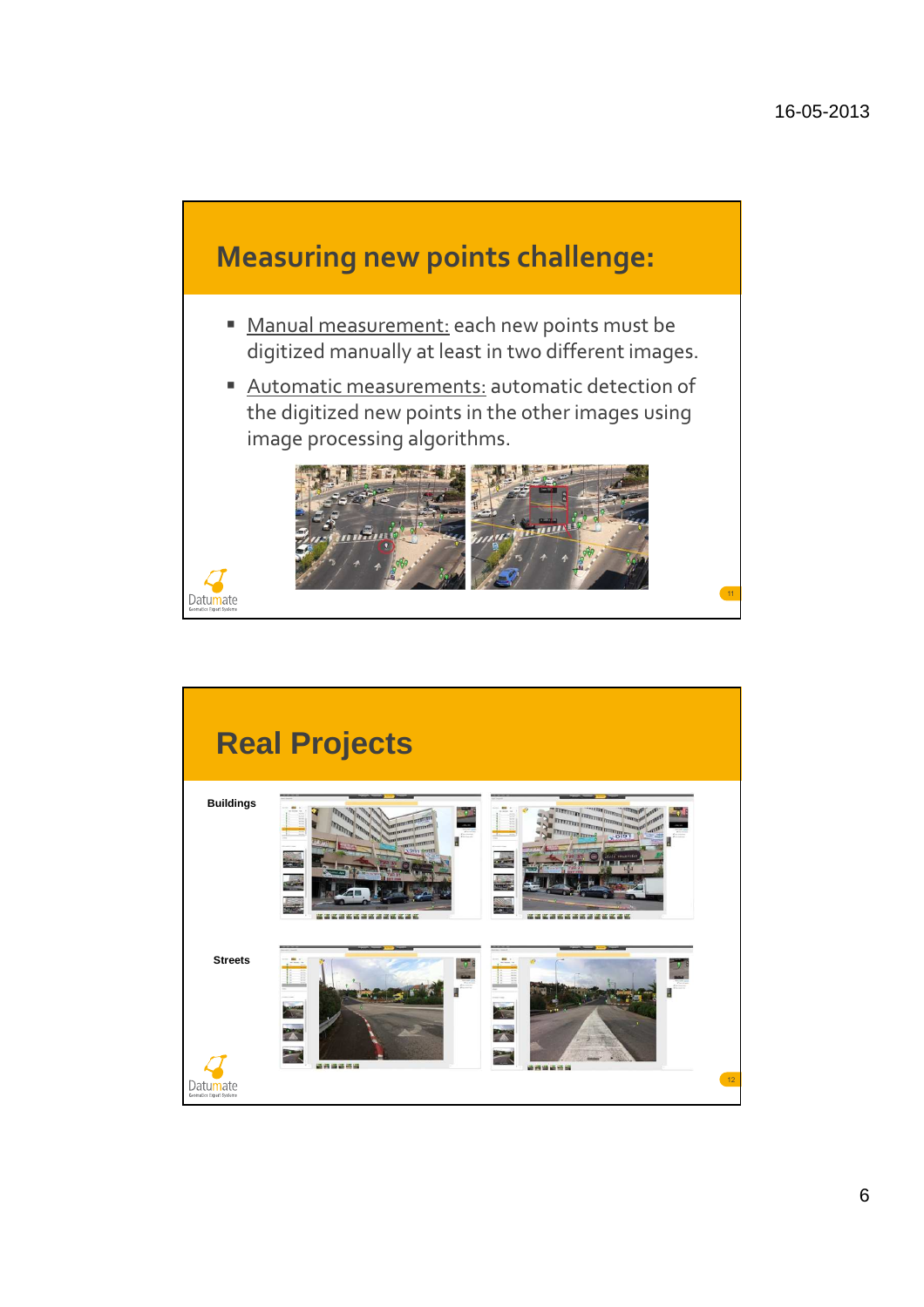## Measuring new points challenge:

- Manual measurement: each new points must be digitized manually at least in two different images.
- Automatic measurements: automatic detection of the digitized new points in the other images using image processing algorithms.

## Real Projects

Buildings

Streets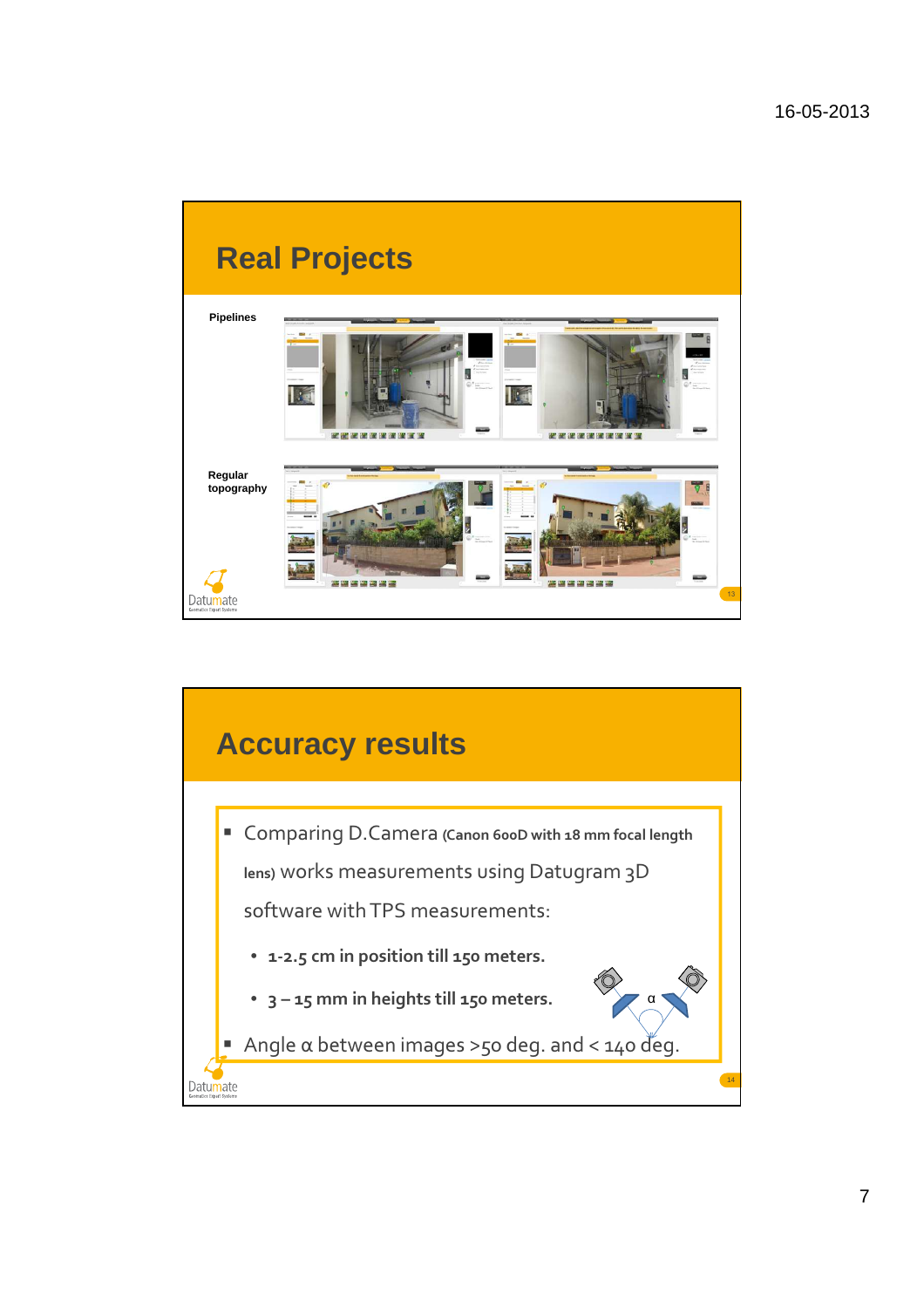# Real Projects

Pipelines

Regular topography

# Accuracy results

- Comparing D.Camera **(Canon 600D with 18 mm focal length lens)** works measurements using Datugram 3D software with TPS measurements:
  - **1-2.5 cm in position till 150 meters.**
  - **3 – 15 mm in heights till 150 meters.**
- Angle α between images >50 deg. and < 140 deg.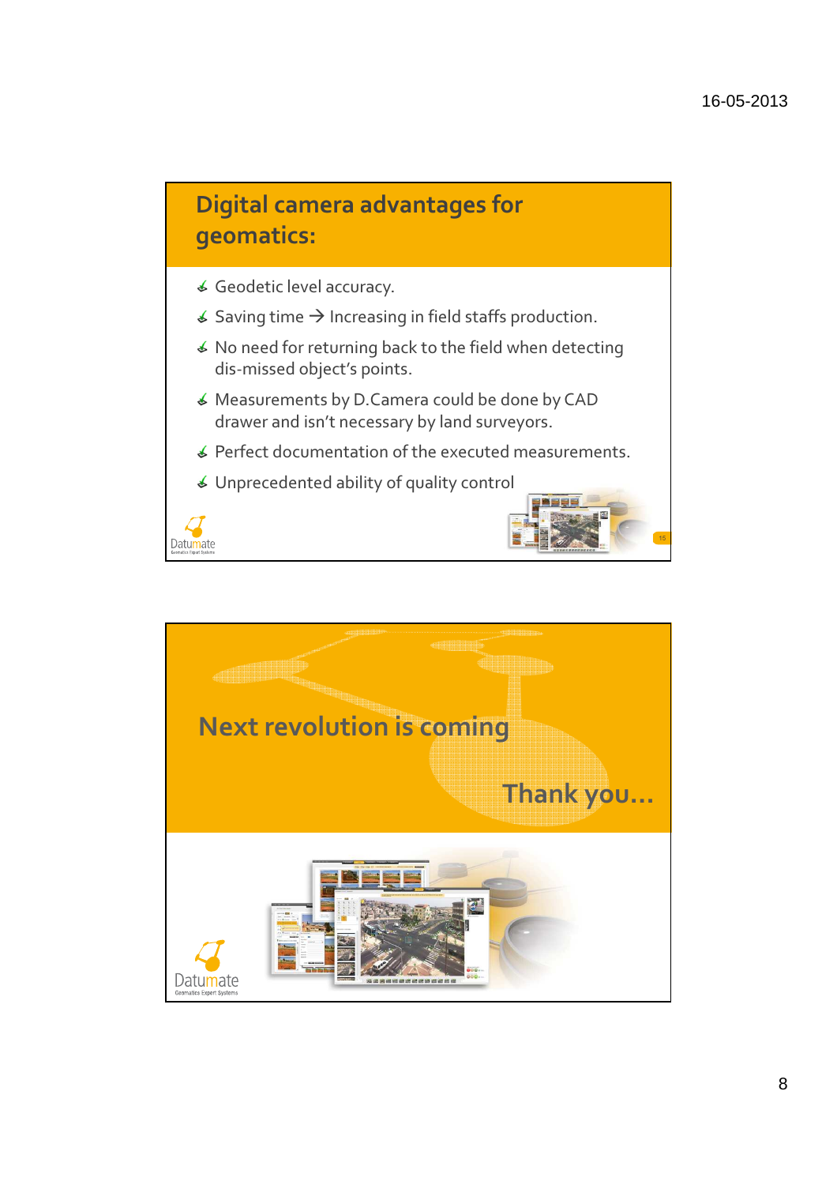## Digital camera advantages for geomatics:

- Geodetic level accuracy.
- Saving time → Increasing in field staffs production.
- No need for returning back to the field when detecting dis-missed object's points.
- Measurements by D.Camera could be done by CAD drawer and isn't necessary by land surveyors.
- Perfect documentation of the executed measurements.
- Unprecedented ability of quality control

Datumate

## Next revolution is coming

Thank you…

Datumate
Geomatics Expert Systems